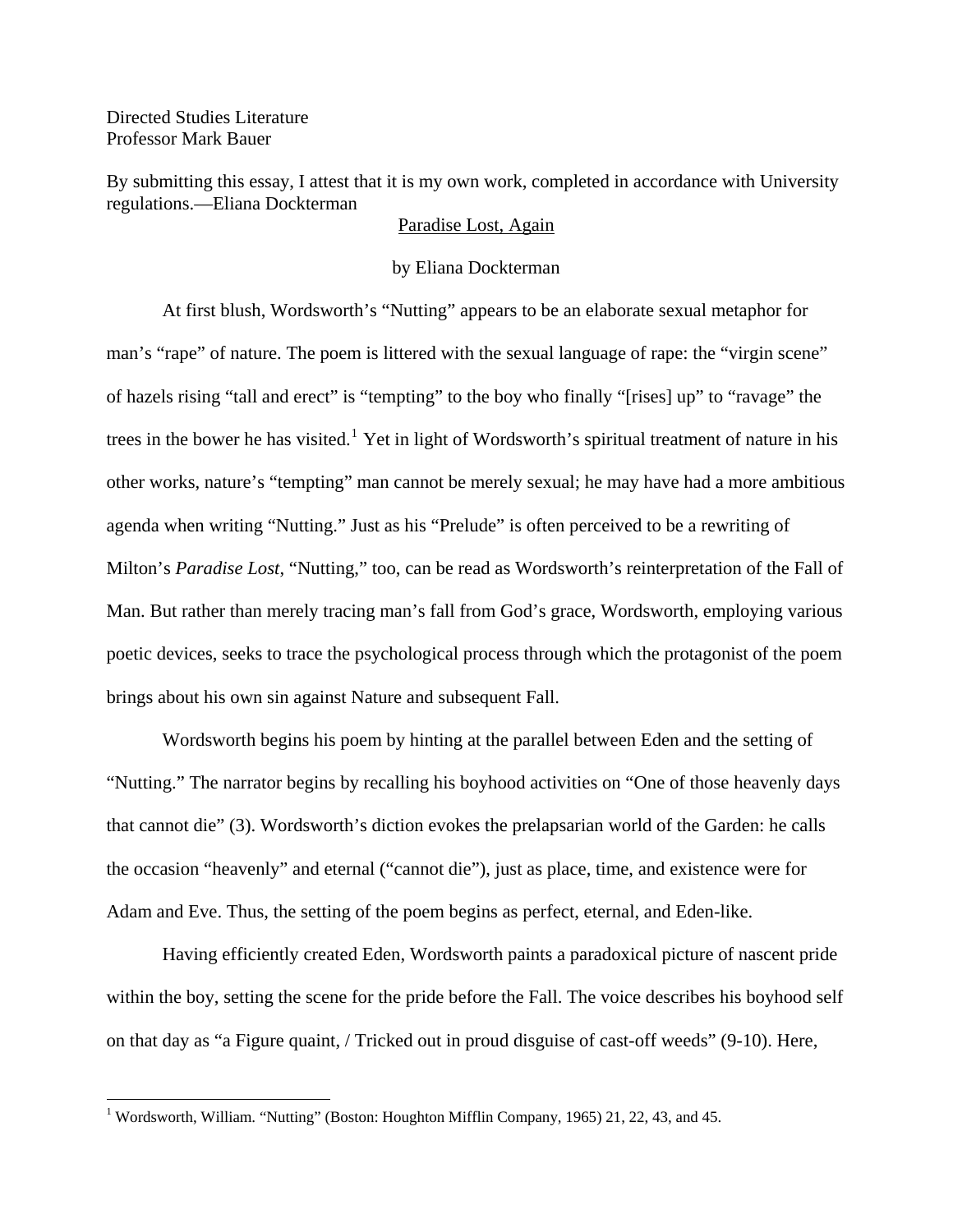Directed Studies Literature
Professor Mark Bauer

By submitting this essay, I attest that it is my own work, completed in accordance with University regulations.—Eliana Dockterman

# Paradise Lost, Again

by Eliana Dockterman

At first blush, Wordsworth's "Nutting" appears to be an elaborate sexual metaphor for man's "rape" of nature. The poem is littered with the sexual language of rape: the "virgin scene" of hazels rising "tall and erect" is "tempting" to the boy who finally "[rises] up" to "ravage" the trees in the bower he has visited.[1] Yet in light of Wordsworth's spiritual treatment of nature in his other works, nature's "tempting" man cannot be merely sexual; he may have had a more ambitious agenda when writing "Nutting." Just as his "Prelude" is often perceived to be a rewriting of Milton's *Paradise Lost*, "Nutting," too, can be read as Wordsworth's reinterpretation of the Fall of Man. But rather than merely tracing man's fall from God's grace, Wordsworth, employing various poetic devices, seeks to trace the psychological process through which the protagonist of the poem brings about his own sin against Nature and subsequent Fall.

Wordsworth begins his poem by hinting at the parallel between Eden and the setting of "Nutting." The narrator begins by recalling his boyhood activities on "One of those heavenly days that cannot die" (3). Wordsworth's diction evokes the prelapsarian world of the Garden: he calls the occasion "heavenly" and eternal ("cannot die"), just as place, time, and existence were for Adam and Eve. Thus, the setting of the poem begins as perfect, eternal, and Eden-like.

Having efficiently created Eden, Wordsworth paints a paradoxical picture of nascent pride within the boy, setting the scene for the pride before the Fall. The voice describes his boyhood self on that day as "a Figure quaint, / Tricked out in proud disguise of cast-off weeds" (9-10). Here,

[1] Wordsworth, William. "Nutting" (Boston: Houghton Mifflin Company, 1965) 21, 22, 43, and 45.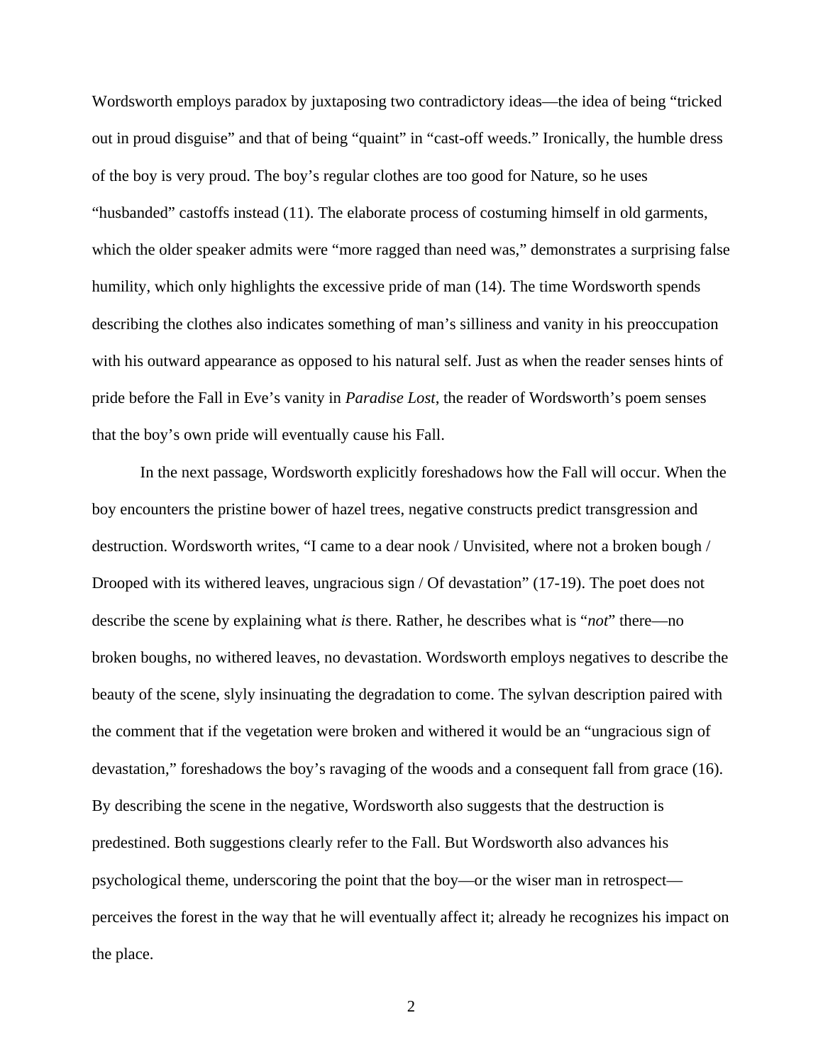Wordsworth employs paradox by juxtaposing two contradictory ideas—the idea of being "tricked out in proud disguise" and that of being "quaint" in "cast-off weeds." Ironically, the humble dress of the boy is very proud. The boy's regular clothes are too good for Nature, so he uses "husbanded" castoffs instead (11). The elaborate process of costuming himself in old garments, which the older speaker admits were "more ragged than need was," demonstrates a surprising false humility, which only highlights the excessive pride of man (14). The time Wordsworth spends describing the clothes also indicates something of man's silliness and vanity in his preoccupation with his outward appearance as opposed to his natural self. Just as when the reader senses hints of pride before the Fall in Eve's vanity in *Paradise Lost*, the reader of Wordsworth's poem senses that the boy's own pride will eventually cause his Fall.

In the next passage, Wordsworth explicitly foreshadows how the Fall will occur. When the boy encounters the pristine bower of hazel trees, negative constructs predict transgression and destruction. Wordsworth writes, "I came to a dear nook / Unvisited, where not a broken bough / Drooped with its withered leaves, ungracious sign / Of devastation" (17-19). The poet does not describe the scene by explaining what *is* there. Rather, he describes what is "*not*" there—no broken boughs, no withered leaves, no devastation. Wordsworth employs negatives to describe the beauty of the scene, slyly insinuating the degradation to come. The sylvan description paired with the comment that if the vegetation were broken and withered it would be an "ungracious sign of devastation," foreshadows the boy's ravaging of the woods and a consequent fall from grace (16). By describing the scene in the negative, Wordsworth also suggests that the destruction is predestined. Both suggestions clearly refer to the Fall. But Wordsworth also advances his psychological theme, underscoring the point that the boy—or the wiser man in retrospect—perceives the forest in the way that he will eventually affect it; already he recognizes his impact on the place.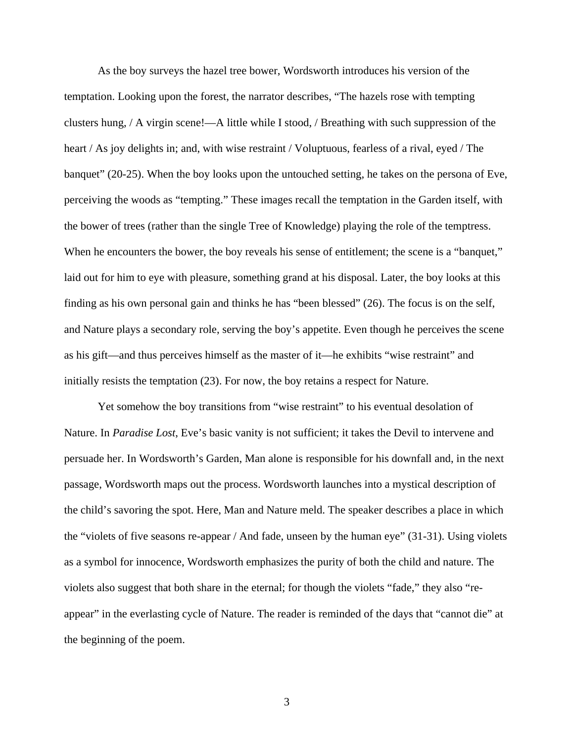As the boy surveys the hazel tree bower, Wordsworth introduces his version of the temptation. Looking upon the forest, the narrator describes, "The hazels rose with tempting clusters hung, / A virgin scene!—A little while I stood, / Breathing with such suppression of the heart / As joy delights in; and, with wise restraint / Voluptuous, fearless of a rival, eyed / The banquet" (20-25). When the boy looks upon the untouched setting, he takes on the persona of Eve, perceiving the woods as "tempting." These images recall the temptation in the Garden itself, with the bower of trees (rather than the single Tree of Knowledge) playing the role of the temptress. When he encounters the bower, the boy reveals his sense of entitlement; the scene is a "banquet," laid out for him to eye with pleasure, something grand at his disposal. Later, the boy looks at this finding as his own personal gain and thinks he has "been blessed" (26). The focus is on the self, and Nature plays a secondary role, serving the boy's appetite. Even though he perceives the scene as his gift—and thus perceives himself as the master of it—he exhibits "wise restraint" and initially resists the temptation (23). For now, the boy retains a respect for Nature.

Yet somehow the boy transitions from "wise restraint" to his eventual desolation of Nature. In *Paradise Lost*, Eve's basic vanity is not sufficient; it takes the Devil to intervene and persuade her. In Wordsworth's Garden, Man alone is responsible for his downfall and, in the next passage, Wordsworth maps out the process. Wordsworth launches into a mystical description of the child's savoring the spot. Here, Man and Nature meld. The speaker describes a place in which the "violets of five seasons re-appear / And fade, unseen by the human eye" (31-31). Using violets as a symbol for innocence, Wordsworth emphasizes the purity of both the child and nature. The violets also suggest that both share in the eternal; for though the violets "fade," they also "re-appear" in the everlasting cycle of Nature. The reader is reminded of the days that "cannot die" at the beginning of the poem.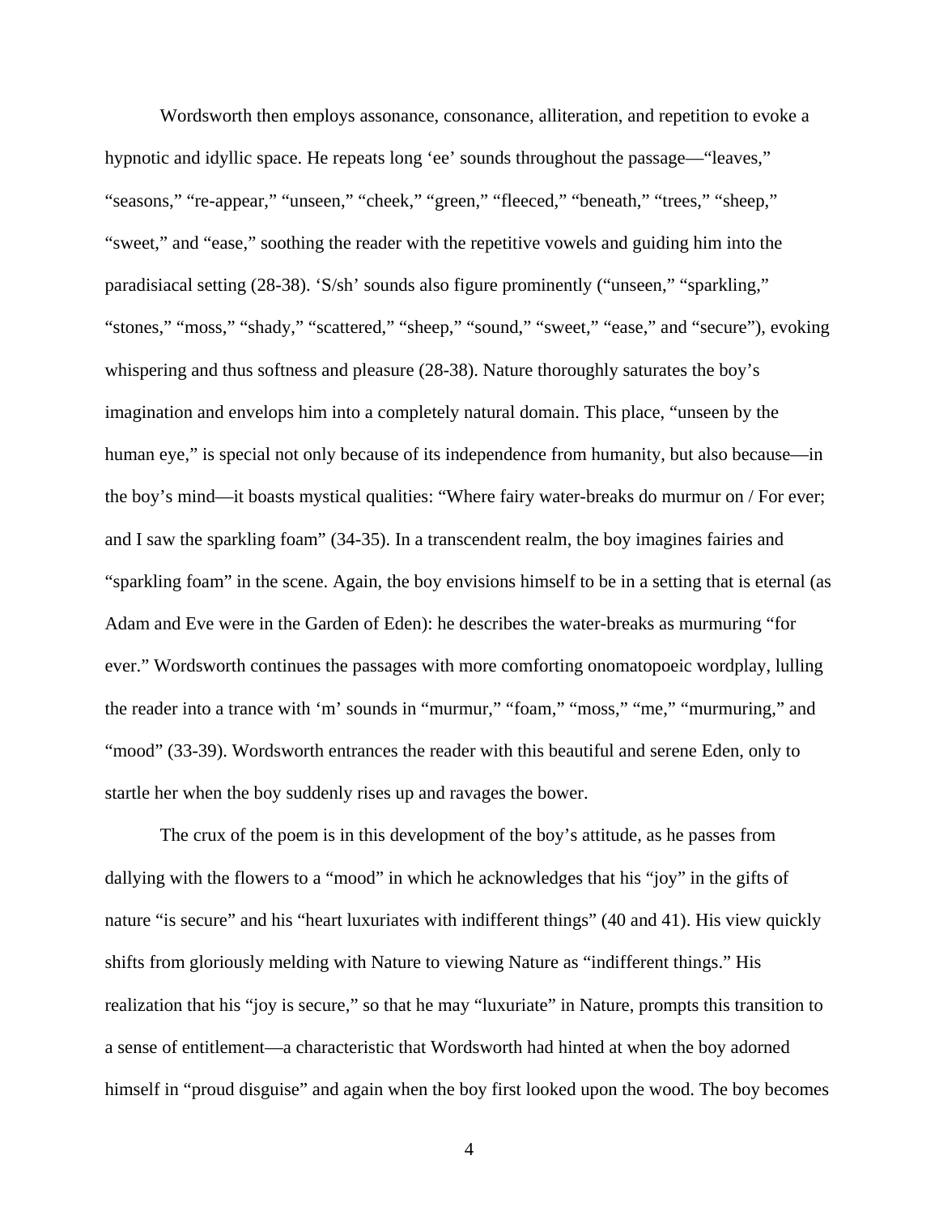Wordsworth then employs assonance, consonance, alliteration, and repetition to evoke a hypnotic and idyllic space. He repeats long 'ee' sounds throughout the passage—"leaves," "seasons," "re-appear," "unseen," "cheek," "green," "fleeced," "beneath," "trees," "sheep," "sweet," and "ease," soothing the reader with the repetitive vowels and guiding him into the paradisiacal setting (28-38). 'S/sh' sounds also figure prominently ("unseen," "sparkling," "stones," "moss," "shady," "scattered," "sheep," "sound," "sweet," "ease," and "secure"), evoking whispering and thus softness and pleasure (28-38). Nature thoroughly saturates the boy's imagination and envelops him into a completely natural domain. This place, "unseen by the human eye," is special not only because of its independence from humanity, but also because—in the boy's mind—it boasts mystical qualities: "Where fairy water-breaks do murmur on / For ever; and I saw the sparkling foam" (34-35). In a transcendent realm, the boy imagines fairies and "sparkling foam" in the scene. Again, the boy envisions himself to be in a setting that is eternal (as Adam and Eve were in the Garden of Eden): he describes the water-breaks as murmuring "for ever." Wordsworth continues the passages with more comforting onomatopoeic wordplay, lulling the reader into a trance with 'm' sounds in "murmur," "foam," "moss," "me," "murmuring," and "mood" (33-39). Wordsworth entrances the reader with this beautiful and serene Eden, only to startle her when the boy suddenly rises up and ravages the bower.

The crux of the poem is in this development of the boy's attitude, as he passes from dallying with the flowers to a "mood" in which he acknowledges that his "joy" in the gifts of nature "is secure" and his "heart luxuriates with indifferent things" (40 and 41). His view quickly shifts from gloriously melding with Nature to viewing Nature as "indifferent things." His realization that his "joy is secure," so that he may "luxuriate" in Nature, prompts this transition to a sense of entitlement—a characteristic that Wordsworth had hinted at when the boy adorned himself in "proud disguise" and again when the boy first looked upon the wood. The boy becomes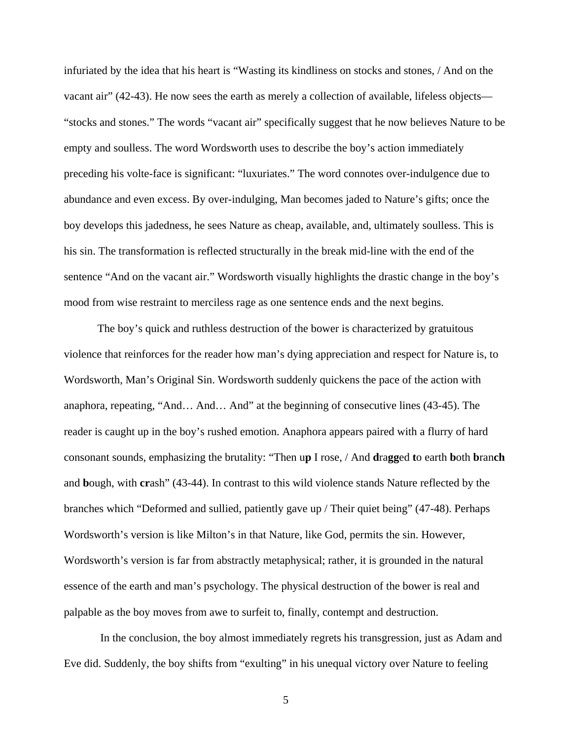infuriated by the idea that his heart is “Wasting its kindliness on stocks and stones, / And on the vacant air” (42-43). He now sees the earth as merely a collection of available, lifeless objects—“stocks and stones.” The words “vacant air” specifically suggest that he now believes Nature to be empty and soulless. The word Wordsworth uses to describe the boy’s action immediately preceding his volte-face is significant: “luxuriates.” The word connotes over-indulgence due to abundance and even excess. By over-indulging, Man becomes jaded to Nature’s gifts; once the boy develops this jadedness, he sees Nature as cheap, available, and, ultimately soulless. This is his sin. The transformation is reflected structurally in the break mid-line with the end of the sentence “And on the vacant air.” Wordsworth visually highlights the drastic change in the boy’s mood from wise restraint to merciless rage as one sentence ends and the next begins.

The boy’s quick and ruthless destruction of the bower is characterized by gratuitous violence that reinforces for the reader how man’s dying appreciation and respect for Nature is, to Wordsworth, Man’s Original Sin. Wordsworth suddenly quickens the pace of the action with anaphora, repeating, “And… And… And” at the beginning of consecutive lines (43-45). The reader is caught up in the boy’s rushed emotion. Anaphora appears paired with a flurry of hard consonant sounds, emphasizing the brutality: “Then u**p** I rose, / And **d**ra**gg**ed **t**o earth **b**oth **b**ran**ch** and **b**ough, with **cr**ash” (43-44). In contrast to this wild violence stands Nature reflected by the branches which “Deformed and sullied, patiently gave up / Their quiet being” (47-48). Perhaps Wordsworth’s version is like Milton’s in that Nature, like God, permits the sin. However, Wordsworth’s version is far from abstractly metaphysical; rather, it is grounded in the natural essence of the earth and man’s psychology. The physical destruction of the bower is real and palpable as the boy moves from awe to surfeit to, finally, contempt and destruction.

In the conclusion, the boy almost immediately regrets his transgression, just as Adam and Eve did. Suddenly, the boy shifts from “exulting” in his unequal victory over Nature to feeling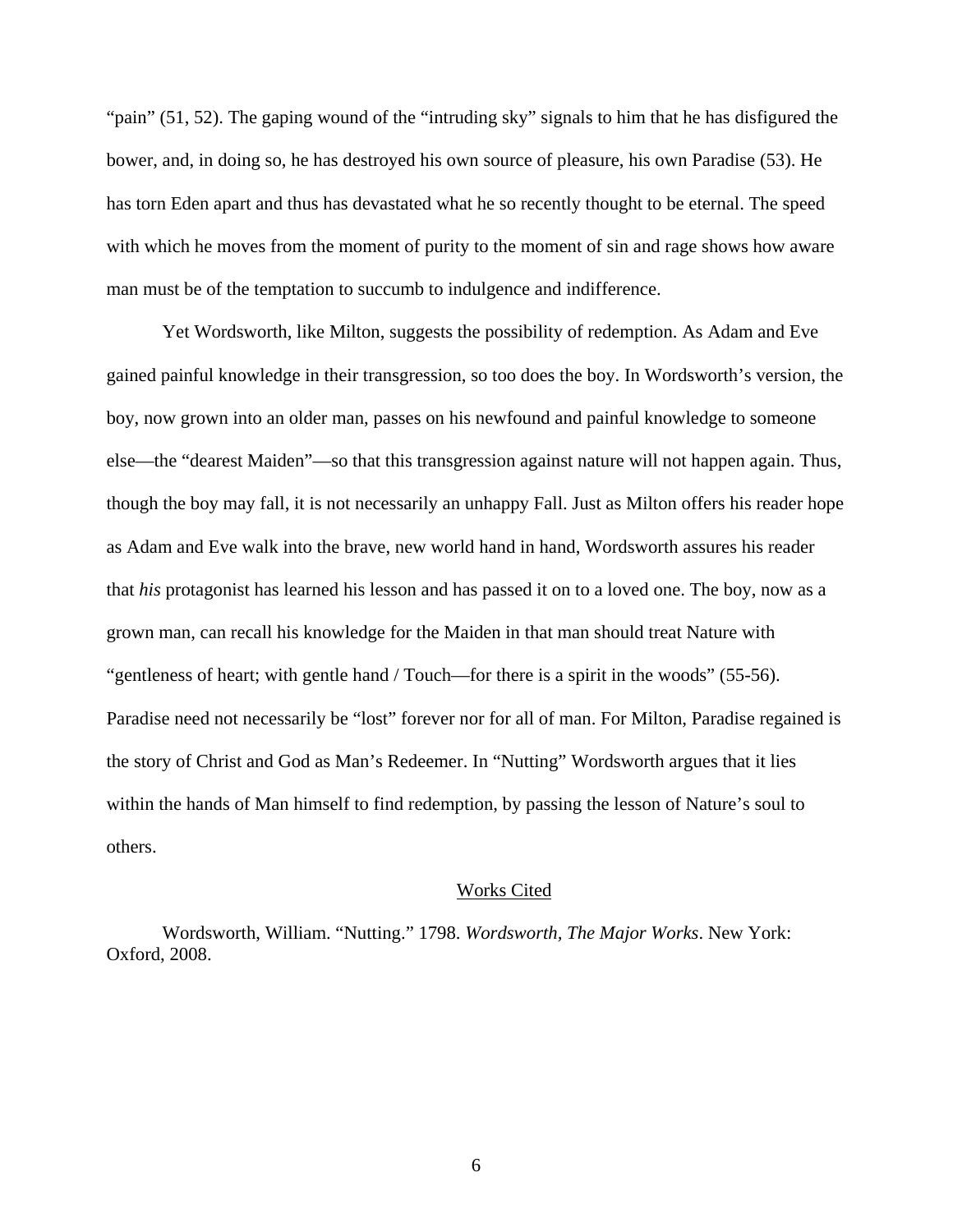"pain" (51, 52). The gaping wound of the "intruding sky" signals to him that he has disfigured the bower, and, in doing so, he has destroyed his own source of pleasure, his own Paradise (53). He has torn Eden apart and thus has devastated what he so recently thought to be eternal. The speed with which he moves from the moment of purity to the moment of sin and rage shows how aware man must be of the temptation to succumb to indulgence and indifference.

Yet Wordsworth, like Milton, suggests the possibility of redemption. As Adam and Eve gained painful knowledge in their transgression, so too does the boy. In Wordsworth's version, the boy, now grown into an older man, passes on his newfound and painful knowledge to someone else—the "dearest Maiden"—so that this transgression against nature will not happen again. Thus, though the boy may fall, it is not necessarily an unhappy Fall. Just as Milton offers his reader hope as Adam and Eve walk into the brave, new world hand in hand, Wordsworth assures his reader that *his* protagonist has learned his lesson and has passed it on to a loved one. The boy, now as a grown man, can recall his knowledge for the Maiden in that man should treat Nature with "gentleness of heart; with gentle hand / Touch—for there is a spirit in the woods" (55-56). Paradise need not necessarily be "lost" forever nor for all of man. For Milton, Paradise regained is the story of Christ and God as Man's Redeemer. In "Nutting" Wordsworth argues that it lies within the hands of Man himself to find redemption, by passing the lesson of Nature's soul to others.

## Works Cited

Wordsworth, William. "Nutting." 1798. *Wordsworth, The Major Works*. New York: Oxford, 2008.